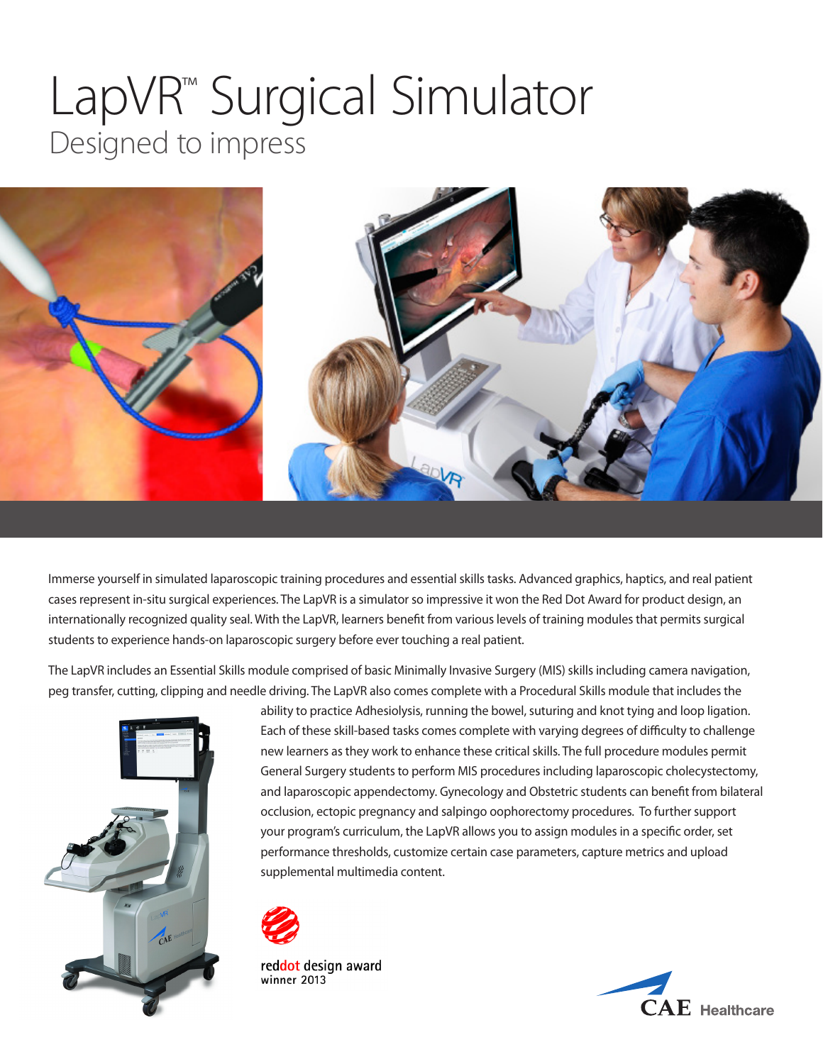# LapVR™ Surgical Simulator

## Designed to impress

Immerse yourself in simulated laparoscopic training procedures and essential skills tasks. Advanced graphics, haptics, and real patient cases represent in-situ surgical experiences. The LapVR is a simulator so impressive it won the Red Dot Award for product design, an internationally recognized quality seal. With the LapVR, learners benefit from various levels of training modules that permits surgical students to experience hands-on laparoscopic surgery before ever touching a real patient.

The LapVR includes an Essential Skills module comprised of basic Minimally Invasive Surgery (MIS) skills including camera navigation, peg transfer, cutting, clipping and needle driving. The LapVR also comes complete with a Procedural Skills module that includes the ability to practice Adhesiolysis, running the bowel, suturing and knot tying and loop ligation. Each of these skill-based tasks comes complete with varying degrees of difficulty to challenge new learners as they work to enhance these critical skills. The full procedure modules permit General Surgery students to perform MIS procedures including laparoscopic cholecystectomy, and laparoscopic appendectomy. Gynecology and Obstetric students can benefit from bilateral occlusion, ectopic pregnancy and salpingo oophorectomy procedures. To further support your program's curriculum, the LapVR allows you to assign modules in a specific order, set performance thresholds, customize certain case parameters, capture metrics and upload supplemental multimedia content.

reddot design award
winner 2013

CAE Healthcare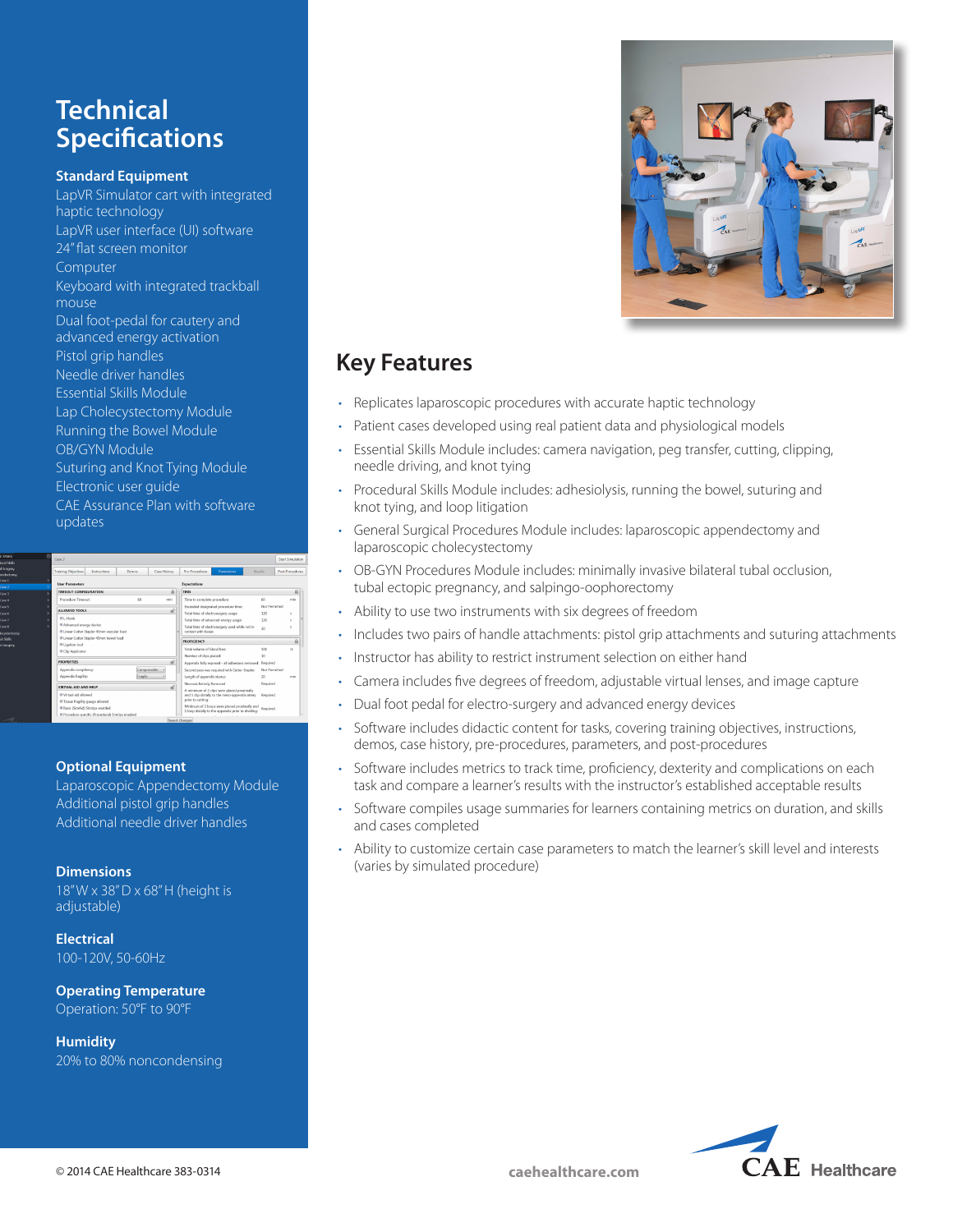# Technical Specifications

### Standard Equipment

LapVR Simulator cart with integrated haptic technology
LapVR user interface (UI) software
24" flat screen monitor
Computer
Keyboard with integrated trackball mouse
Dual foot-pedal for cautery and advanced energy activation
Pistol grip handles
Needle driver handles
Essential Skills Module
Lap Cholecystectomy Module
Running the Bowel Module
OB/GYN Module
Suturing and Knot Tying Module
Electronic user guide
CAE Assurance Plan with software updates

### Optional Equipment

Laparoscopic Appendectomy Module
Additional pistol grip handles
Additional needle driver handles

### Dimensions

18" W x 38" D x 68" H (height is adjustable)

### Electrical

100-120V, 50-60Hz

### Operating Temperature

Operation: 50°F to 90°F

### Humidity

20% to 80% noncondensing

## Key Features

- Replicates laparoscopic procedures with accurate haptic technology
- Patient cases developed using real patient data and physiological models
- Essential Skills Module includes: camera navigation, peg transfer, cutting, clipping, needle driving, and knot tying
- Procedural Skills Module includes: adhesiolysis, running the bowel, suturing and knot tying, and loop ligation
- General Surgical Procedures Module includes: laparoscopic appendectomy and laparoscopic cholecystectomy
- OB-GYN Procedures Module includes: minimally invasive bilateral tubal occlusion, tubal ectopic pregnancy, and salpingo-oophorectomy
- Ability to use two instruments with six degrees of freedom
- Includes two pairs of handle attachments: pistol grip attachments and suturing attachments
- Instructor has ability to restrict instrument selection on either hand
- Camera includes five degrees of freedom, adjustable virtual lenses, and image capture
- Dual foot pedal for electro-surgery and advanced energy devices
- Software includes didactic content for tasks, covering training objectives, instructions, demos, case history, pre-procedures, parameters, and post-procedures
- Software includes metrics to track time, proficiency, dexterity and complications on each task and compare a learner's results with the instructor's established acceptable results
- Software compiles usage summaries for learners containing metrics on duration, and skills and cases completed
- Ability to customize certain case parameters to match the learner's skill level and interests (varies by simulated procedure)

© 2014 CAE Healthcare 383-0314

caehealthcare.com

CAE Healthcare